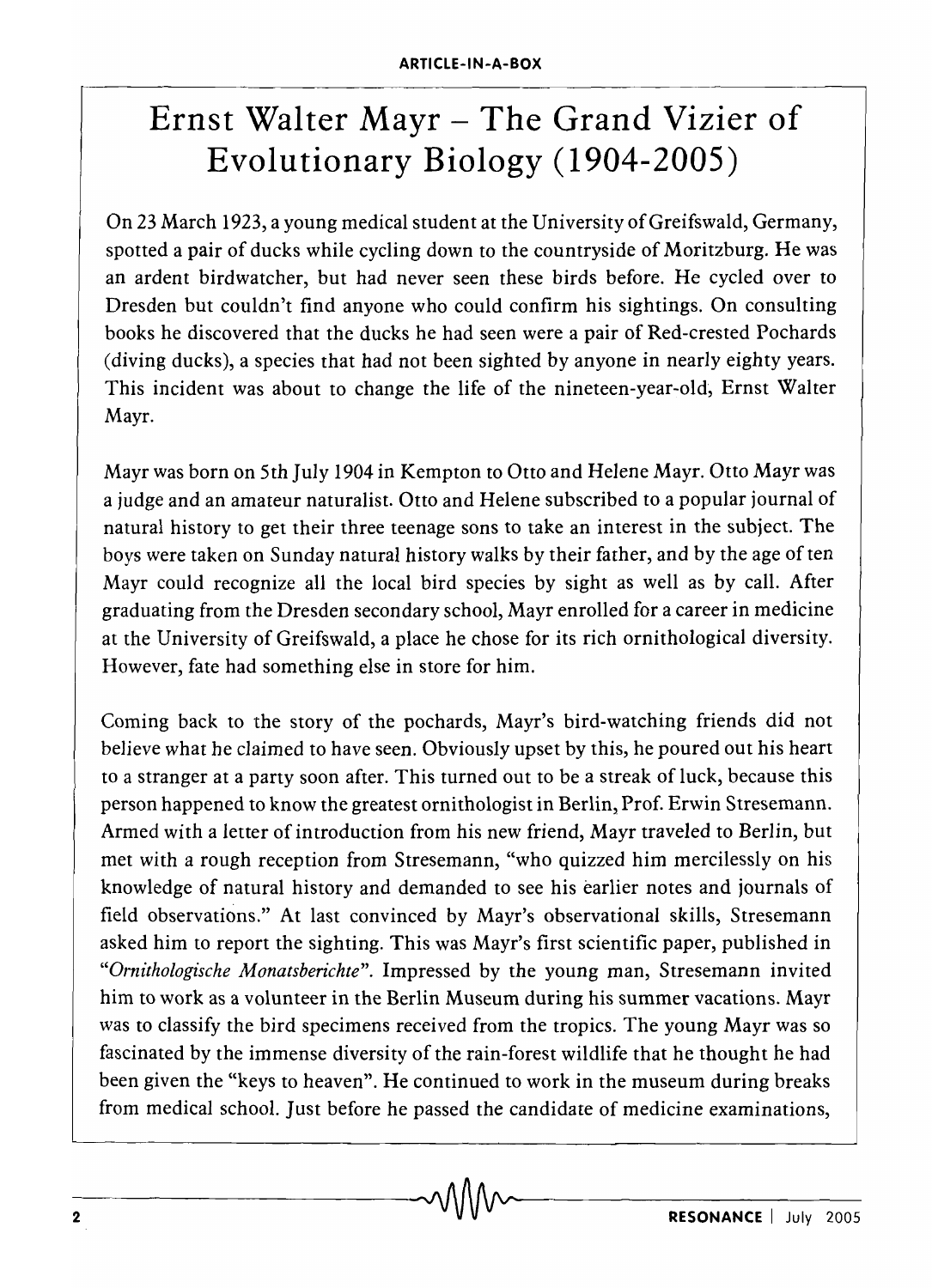# Ernst Walter Mayr – The Grand Vizier of Evolutionary Biology (1904-2005)

On 23 March 1923, a young medical student at the University of Greifswald, Germany, spotted a pair of ducks while cycling down to the countryside of Moritzburg. He was an ardent birdwatcher, but had never seen these birds before. He cycled over to Dresden but couldn't find anyone who could confirm his sightings. On consulting books he discovered that the ducks he had seen were a pair of Red-crested Pochards (diving ducks), a species that had not been sighted by anyone in nearly eighty years. This incident was about to change the life of the nineteen-year-old, Ernst Walter Mayr.

Mayr was born on 5th July 1904 in Kempton to Otto and Helene Mayr. Otto Mayr was a judge and an amateur naturalist. Otto and Helene subscribed to a popular journal of natural history to get their three teenage sons to take an interest in the subject. The boys were taken on Sunday natural history walks by their father, and by the age of ten Mayr could recognize all the local bird species by sight as well as by call. After graduating from the Dresden secondary school, Mayr enrolled for a career in medicine at the University of Greifswald, a place he chose for its rich ornithological diversity. However, fate had something else in store for him.

Coming back to the story of the pochards, Mayr's bird-watching friends did not believe what he claimed to have seen. Obviously upset by this, he poured out his heart to a stranger at a party soon after. This turned out to be a streak of luck, because this person happened to know the greatest ornithologist in Berlin, Prof. Erwin Stresemann. Armed with a letter of introduction from his new friend, Mayr traveled to Berlin, but met with a rough reception from Stresemann, "who quizzed him mercilessly on his knowledge of natural history and demanded to see his earlier notes and journals of field observations." At last convinced by Mayr's observational skills, Stresemann asked him to report the sighting. This was Mayr's first scientific paper, published in "*Ornithologische Monatsberichte*". Impressed by the young man, Stresemann invited him to work as a volunteer in the Berlin Museum during his summer vacations. Mayr was to classify the bird specimens received from the tropics. The young Mayr was so fascinated by the immense diversity of the rain-forest wildlife that he thought he had been given the "keys to heaven". He continued to work in the museum during breaks from medical school. Just before he passed the candidate of medicine examinations,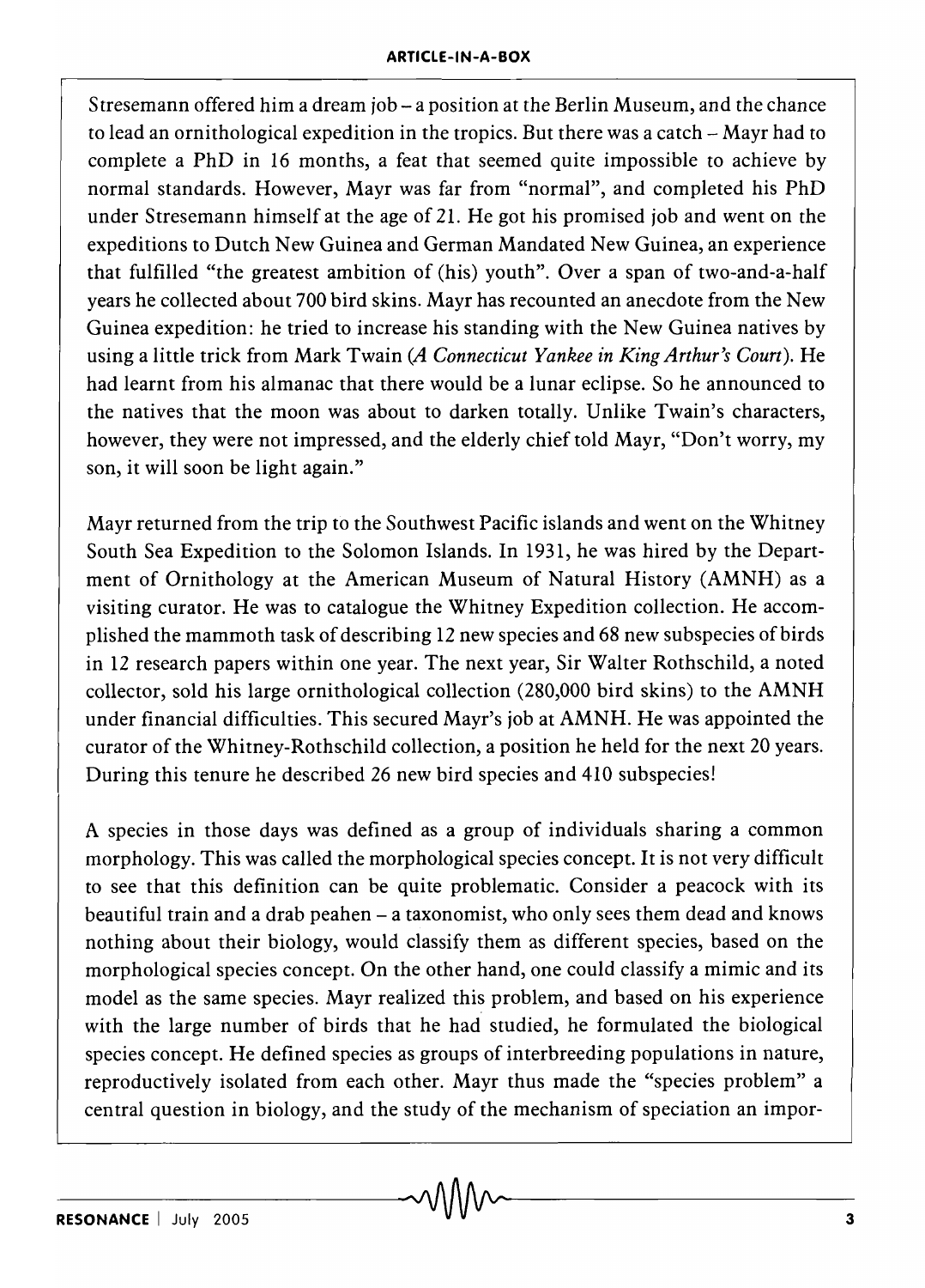Stresemann offered him a dream job – a position at the Berlin Museum, and the chance to lead an ornithological expedition in the tropics. But there was a catch – Mayr had to complete a PhD in 16 months, a feat that seemed quite impossible to achieve by normal standards. However, Mayr was far from "normal", and completed his PhD under Stresemann himself at the age of 21. He got his promised job and went on the expeditions to Dutch New Guinea and German Mandated New Guinea, an experience that fulfilled "the greatest ambition of (his) youth". Over a span of two-and-a-half years he collected about 700 bird skins. Mayr has recounted an anecdote from the New Guinea expedition: he tried to increase his standing with the New Guinea natives by using a little trick from Mark Twain (*A Connecticut Yankee in King Arthur's Court*). He had learnt from his almanac that there would be a lunar eclipse. So he announced to the natives that the moon was about to darken totally. Unlike Twain's characters, however, they were not impressed, and the elderly chief told Mayr, "Don't worry, my son, it will soon be light again."

Mayr returned from the trip to the Southwest Pacific islands and went on the Whitney South Sea Expedition to the Solomon Islands. In 1931, he was hired by the Department of Ornithology at the American Museum of Natural History (AMNH) as a visiting curator. He was to catalogue the Whitney Expedition collection. He accomplished the mammoth task of describing 12 new species and 68 new subspecies of birds in 12 research papers within one year. The next year, Sir Walter Rothschild, a noted collector, sold his large ornithological collection (280,000 bird skins) to the AMNH under financial difficulties. This secured Mayr's job at AMNH. He was appointed the curator of the Whitney-Rothschild collection, a position he held for the next 20 years. During this tenure he described 26 new bird species and 410 subspecies!

A species in those days was defined as a group of individuals sharing a common morphology. This was called the morphological species concept. It is not very difficult to see that this definition can be quite problematic. Consider a peacock with its beautiful train and a drab peahen – a taxonomist, who only sees them dead and knows nothing about their biology, would classify them as different species, based on the morphological species concept. On the other hand, one could classify a mimic and its model as the same species. Mayr realized this problem, and based on his experience with the large number of birds that he had studied, he formulated the biological species concept. He defined species as groups of interbreeding populations in nature, reproductively isolated from each other. Mayr thus made the "species problem" a central question in biology, and the study of the mechanism of speciation an impor-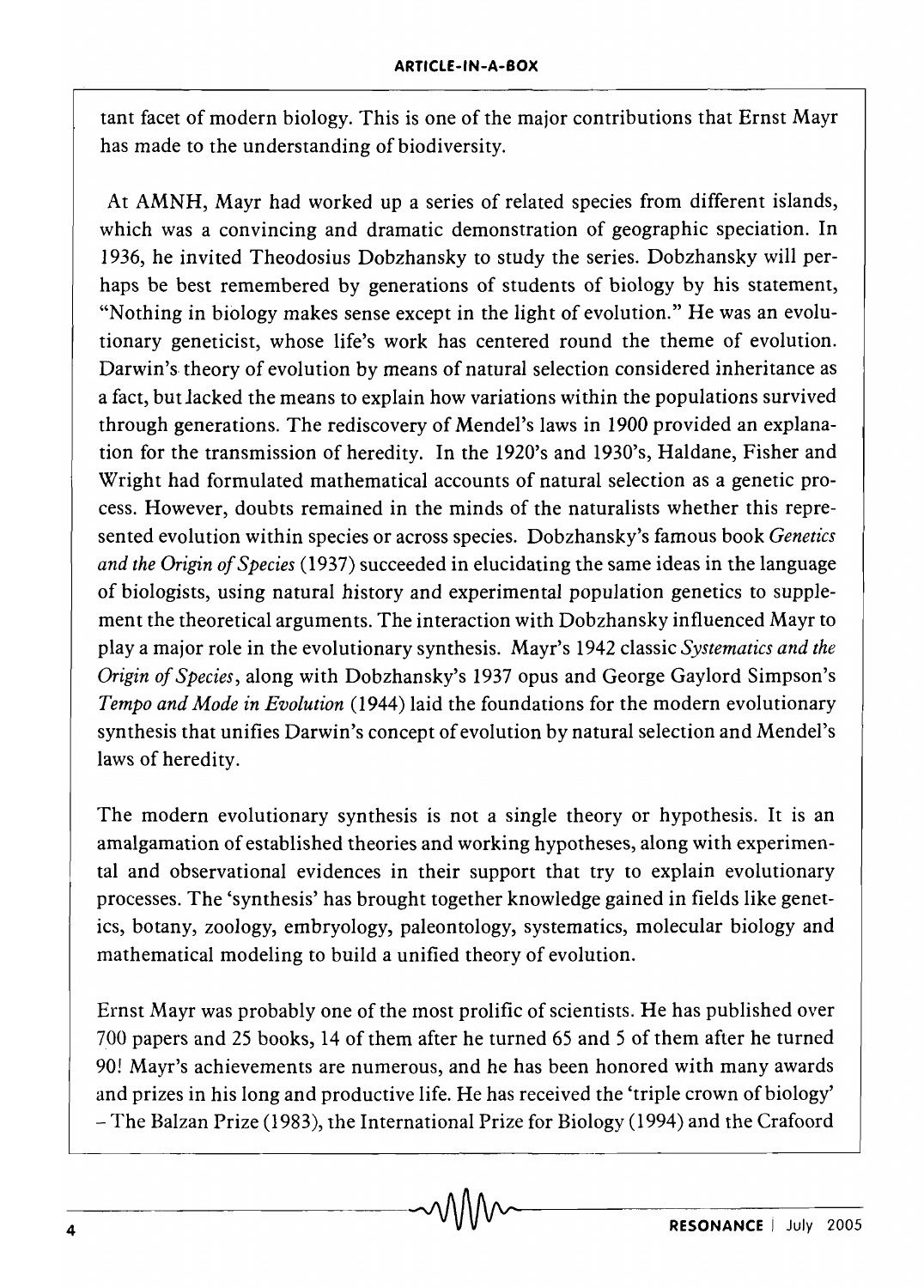tant facet of modern biology. This is one of the major contributions that Ernst Mayr has made to the understanding of biodiversity.

At AMNH, Mayr had worked up a series of related species from different islands, which was a convincing and dramatic demonstration of geographic speciation. In 1936, he invited Theodosius Dobzhansky to study the series. Dobzhansky will perhaps be best remembered by generations of students of biology by his statement, "Nothing in biology makes sense except in the light of evolution." He was an evolutionary geneticist, whose life's work has centered round the theme of evolution. Darwin's theory of evolution by means of natural selection considered inheritance as a fact, but lacked the means to explain how variations within the populations survived through generations. The rediscovery of Mendel's laws in 1900 provided an explanation for the transmission of heredity. In the 1920's and 1930's, Haldane, Fisher and Wright had formulated mathematical accounts of natural selection as a genetic process. However, doubts remained in the minds of the naturalists whether this represented evolution within species or across species. Dobzhansky's famous book *Genetics and the Origin of Species* (1937) succeeded in elucidating the same ideas in the language of biologists, using natural history and experimental population genetics to supplement the theoretical arguments. The interaction with Dobzhansky influenced Mayr to play a major role in the evolutionary synthesis. Mayr's 1942 classic *Systematics and the Origin of Species*, along with Dobzhansky's 1937 opus and George Gaylord Simpson's *Tempo and Mode in Evolution* (1944) laid the foundations for the modern evolutionary synthesis that unifies Darwin's concept of evolution by natural selection and Mendel's laws of heredity.

The modern evolutionary synthesis is not a single theory or hypothesis. It is an amalgamation of established theories and working hypotheses, along with experimental and observational evidences in their support that try to explain evolutionary processes. The 'synthesis' has brought together knowledge gained in fields like genetics, botany, zoology, embryology, paleontology, systematics, molecular biology and mathematical modeling to build a unified theory of evolution.

Ernst Mayr was probably one of the most prolific of scientists. He has published over 700 papers and 25 books, 14 of them after he turned 65 and 5 of them after he turned 90! Mayr's achievements are numerous, and he has been honored with many awards and prizes in his long and productive life. He has received the 'triple crown of biology' – The Balzan Prize (1983), the International Prize for Biology (1994) and the Crafoord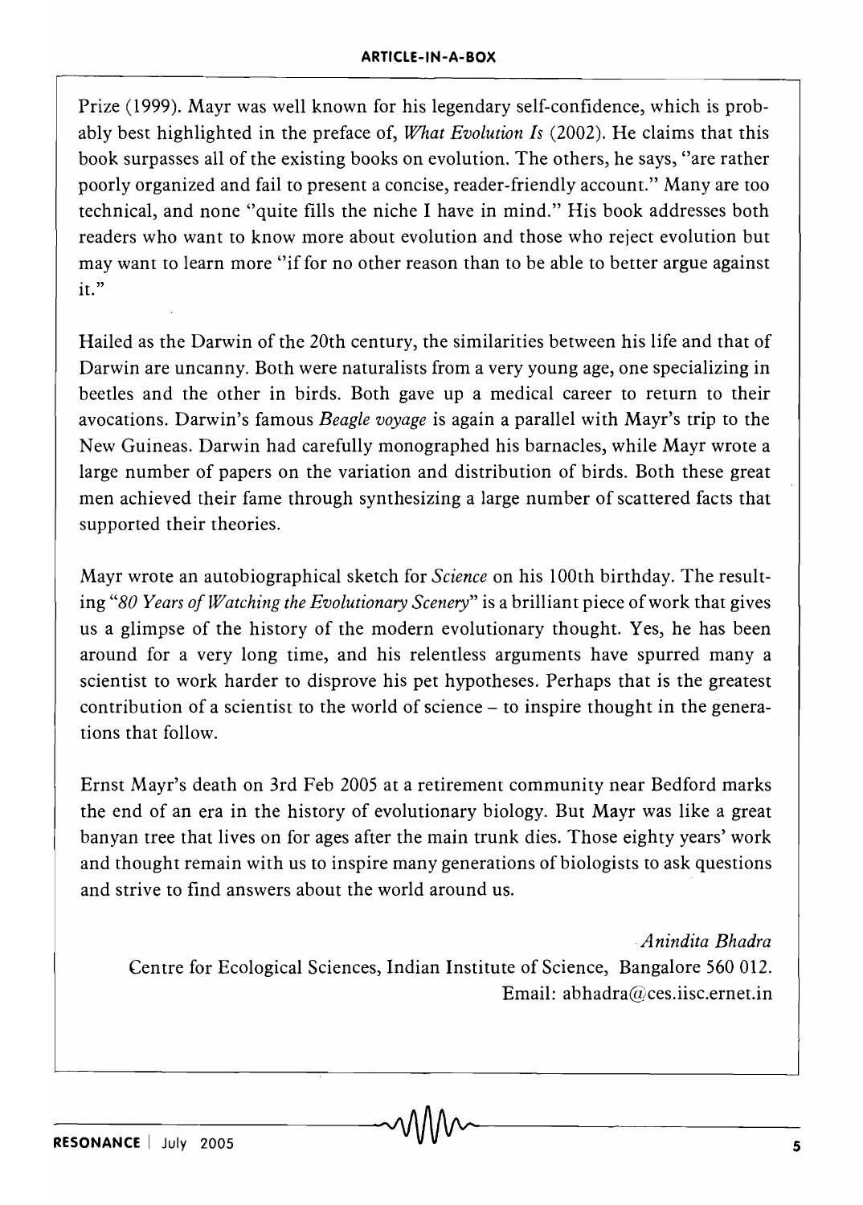Prize (1999). Mayr was well known for his legendary self-confidence, which is probably best highlighted in the preface of, *What Evolution Is* (2002). He claims that this book surpasses all of the existing books on evolution. The others, he says, "are rather poorly organized and fail to present a concise, reader-friendly account." Many are too technical, and none "quite fills the niche I have in mind." His book addresses both readers who want to know more about evolution and those who reject evolution but may want to learn more "if for no other reason than to be able to better argue against it."

Hailed as the Darwin of the 20th century, the similarities between his life and that of Darwin are uncanny. Both were naturalists from a very young age, one specializing in beetles and the other in birds. Both gave up a medical career to return to their avocations. Darwin's famous *Beagle voyage* is again a parallel with Mayr's trip to the New Guineas. Darwin had carefully monographed his barnacles, while Mayr wrote a large number of papers on the variation and distribution of birds. Both these great men achieved their fame through synthesizing a large number of scattered facts that supported their theories.

Mayr wrote an autobiographical sketch for *Science* on his 100th birthday. The resulting "*80 Years of Watching the Evolutionary Scenery*" is a brilliant piece of work that gives us a glimpse of the history of the modern evolutionary thought. Yes, he has been around for a very long time, and his relentless arguments have spurred many a scientist to work harder to disprove his pet hypotheses. Perhaps that is the greatest contribution of a scientist to the world of science – to inspire thought in the generations that follow.

Ernst Mayr's death on 3rd Feb 2005 at a retirement community near Bedford marks the end of an era in the history of evolutionary biology. But Mayr was like a great banyan tree that lives on for ages after the main trunk dies. Those eighty years' work and thought remain with us to inspire many generations of biologists to ask questions and strive to find answers about the world around us.

*Anindita Bhadra*

Centre for Ecological Sciences, Indian Institute of Science, Bangalore 560 012.

Email: abhadra@ces.iisc.ernet.in